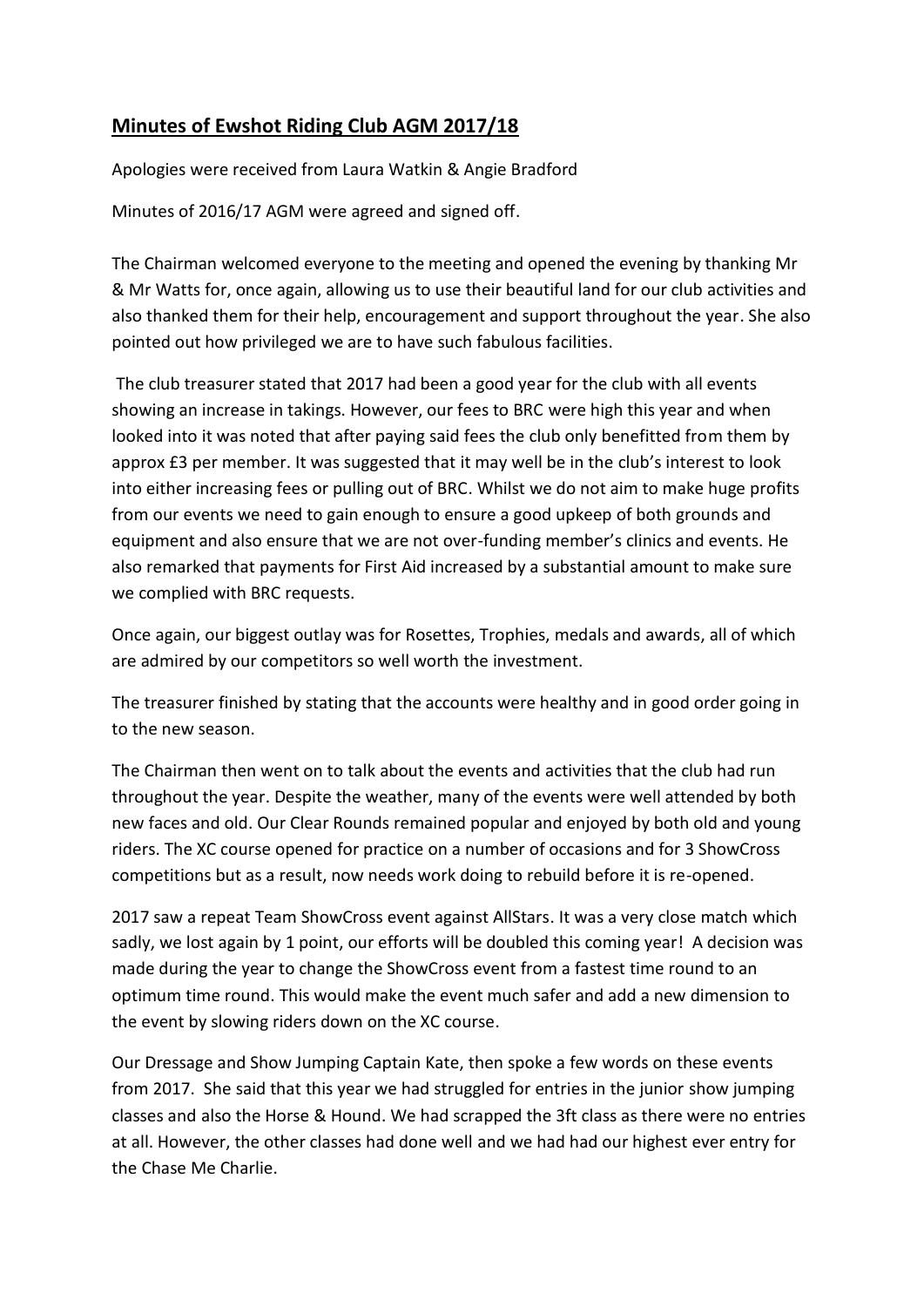## Minutes of Ewshot Riding Club AGM 2017/18

Apologies were received from Laura Watkin & Angie Bradford

Minutes of 2016/17 AGM were agreed and signed off.

The Chairman welcomed everyone to the meeting and opened the evening by thanking Mr & Mr Watts for, once again, allowing us to use their beautiful land for our club activities and also thanked them for their help, encouragement and support throughout the year. She also pointed out how privileged we are to have such fabulous facilities.

The club treasurer stated that 2017 had been a good year for the club with all events showing an increase in takings. However, our fees to BRC were high this year and when looked into it was noted that after paying said fees the club only benefitted from them by approx £3 per member. It was suggested that it may well be in the club's interest to look into either increasing fees or pulling out of BRC. Whilst we do not aim to make huge profits from our events we need to gain enough to ensure a good upkeep of both grounds and equipment and also ensure that we are not over-funding member's clinics and events. He also remarked that payments for First Aid increased by a substantial amount to make sure we complied with BRC requests.

Once again, our biggest outlay was for Rosettes, Trophies, medals and awards, all of which are admired by our competitors so well worth the investment.

The treasurer finished by stating that the accounts were healthy and in good order going in to the new season.

The Chairman then went on to talk about the events and activities that the club had run throughout the year. Despite the weather, many of the events were well attended by both new faces and old. Our Clear Rounds remained popular and enjoyed by both old and young riders. The XC course opened for practice on a number of occasions and for 3 ShowCross competitions but as a result, now needs work doing to rebuild before it is re-opened.

2017 saw a repeat Team ShowCross event against AllStars. It was a very close match which sadly, we lost again by 1 point, our efforts will be doubled this coming year! A decision was made during the year to change the ShowCross event from a fastest time round to an optimum time round. This would make the event much safer and add a new dimension to the event by slowing riders down on the XC course.

Our Dressage and Show Jumping Captain Kate, then spoke a few words on these events from 2017. She said that this year we had struggled for entries in the junior show jumping classes and also the Horse & Hound. We had scrapped the 3ft class as there were no entries at all. However, the other classes had done well and we had had our highest ever entry for the Chase Me Charlie.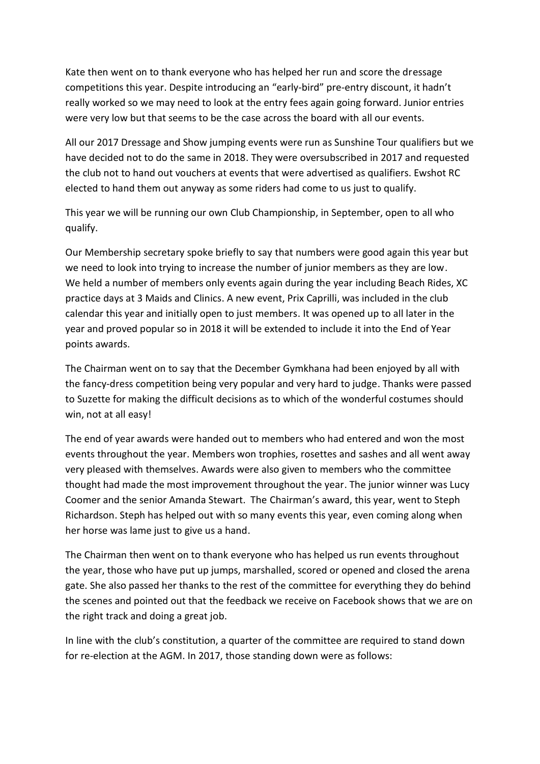Kate then went on to thank everyone who has helped her run and score the dressage competitions this year. Despite introducing an "early-bird" pre-entry discount, it hadn't really worked so we may need to look at the entry fees again going forward. Junior entries were very low but that seems to be the case across the board with all our events.

All our 2017 Dressage and Show jumping events were run as Sunshine Tour qualifiers but we have decided not to do the same in 2018. They were oversubscribed in 2017 and requested the club not to hand out vouchers at events that were advertised as qualifiers. Ewshot RC elected to hand them out anyway as some riders had come to us just to qualify.

This year we will be running our own Club Championship, in September, open to all who qualify.

Our Membership secretary spoke briefly to say that numbers were good again this year but we need to look into trying to increase the number of junior members as they are low. We held a number of members only events again during the year including Beach Rides, XC practice days at 3 Maids and Clinics. A new event, Prix Caprilli, was included in the club calendar this year and initially open to just members. It was opened up to all later in the year and proved popular so in 2018 it will be extended to include it into the End of Year points awards.

The Chairman went on to say that the December Gymkhana had been enjoyed by all with the fancy-dress competition being very popular and very hard to judge. Thanks were passed to Suzette for making the difficult decisions as to which of the wonderful costumes should win, not at all easy!

The end of year awards were handed out to members who had entered and won the most events throughout the year. Members won trophies, rosettes and sashes and all went away very pleased with themselves. Awards were also given to members who the committee thought had made the most improvement throughout the year. The junior winner was Lucy Coomer and the senior Amanda Stewart. The Chairman's award, this year, went to Steph Richardson. Steph has helped out with so many events this year, even coming along when her horse was lame just to give us a hand.

The Chairman then went on to thank everyone who has helped us run events throughout the year, those who have put up jumps, marshalled, scored or opened and closed the arena gate. She also passed her thanks to the rest of the committee for everything they do behind the scenes and pointed out that the feedback we receive on Facebook shows that we are on the right track and doing a great job.

In line with the club's constitution, a quarter of the committee are required to stand down for re-election at the AGM. In 2017, those standing down were as follows: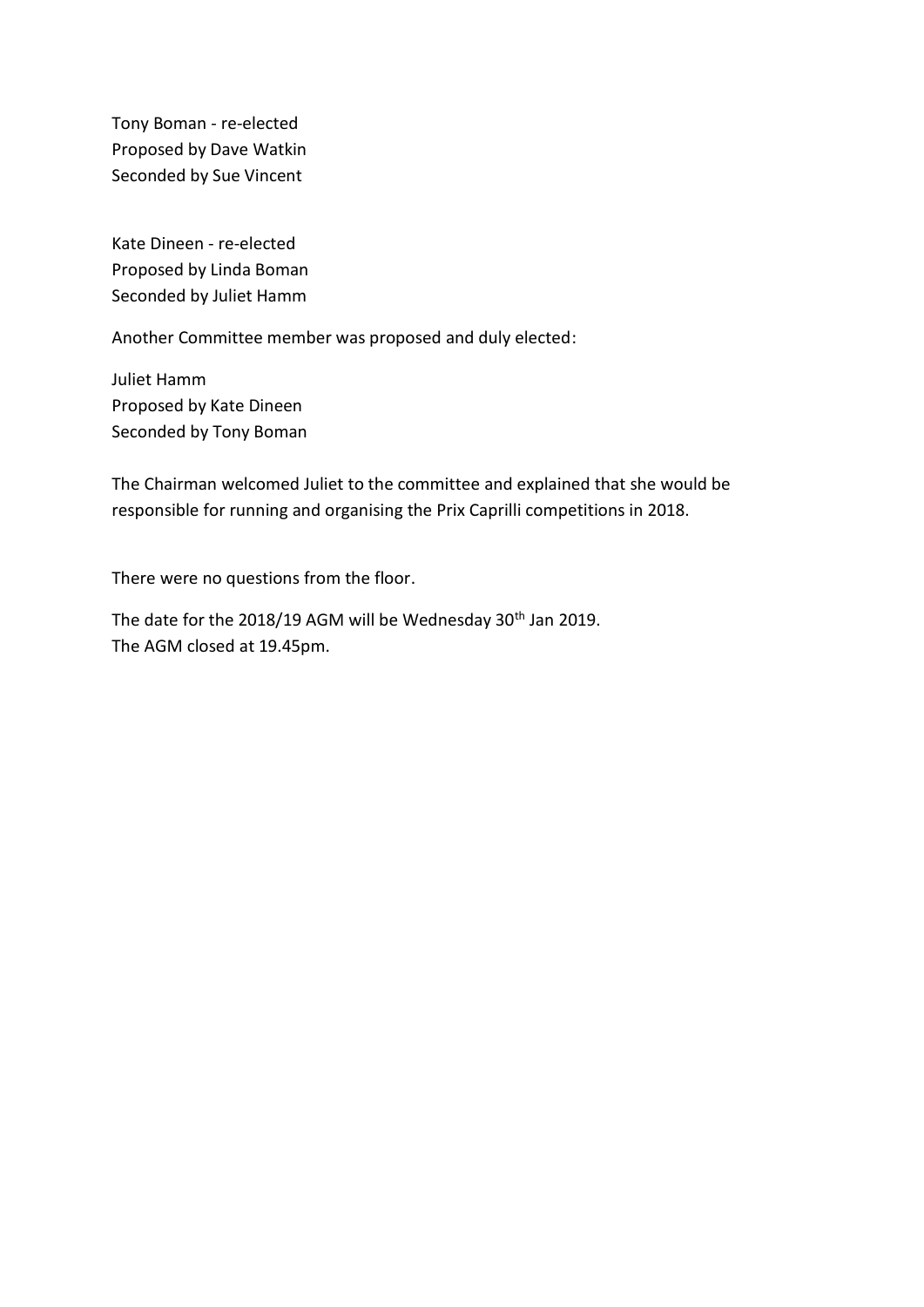Tony Boman - re-elected
Proposed by Dave Watkin
Seconded by Sue Vincent

Kate Dineen - re-elected
Proposed by Linda Boman
Seconded by Juliet Hamm

Another Committee member was proposed and duly elected:

Juliet Hamm
Proposed by Kate Dineen
Seconded by Tony Boman

The Chairman welcomed Juliet to the committee and explained that she would be responsible for running and organising the Prix Caprilli competitions in 2018.

There were no questions from the floor.

The date for the 2018/19 AGM will be Wednesday 30th Jan 2019.
The AGM closed at 19.45pm.